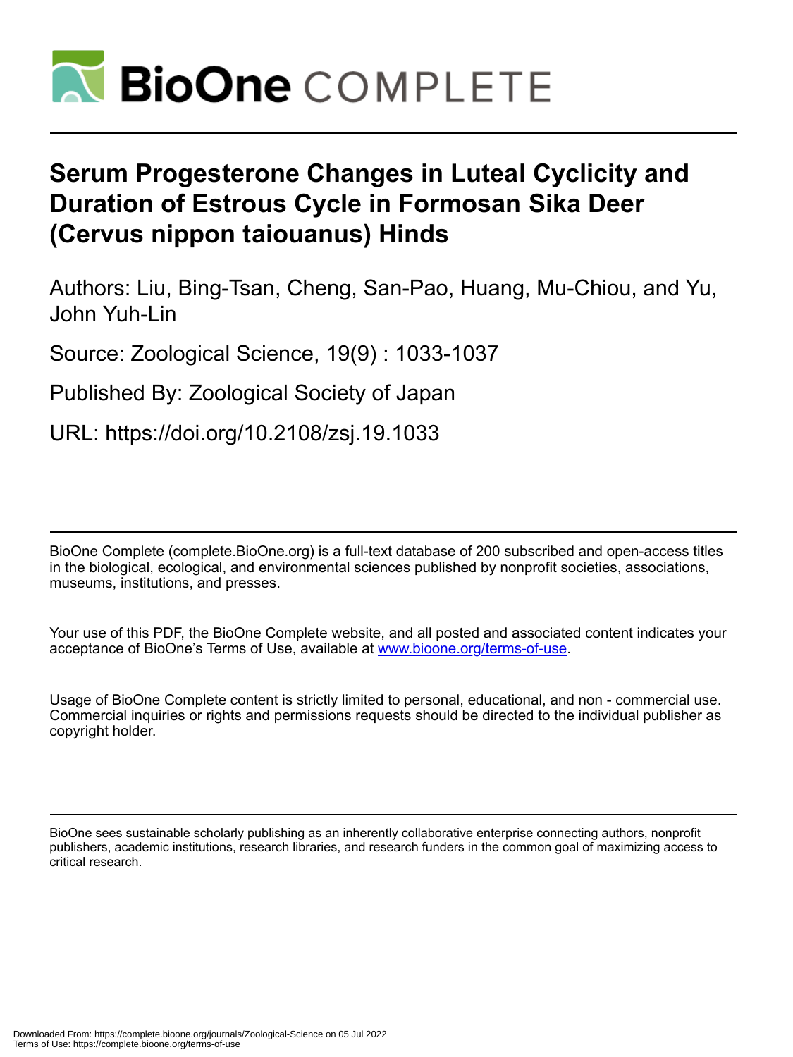# Serum Progesterone Changes in Luteal Cyclicity and Duration of Estrous Cycle in Formosan Sika Deer (Cervus nippon taiouanus) Hinds

Authors: Liu, Bing-Tsan, Cheng, San-Pao, Huang, Mu-Chiou, and Yu, John Yuh-Lin

Source: Zoological Science, 19(9) : 1033-1037

Published By: Zoological Society of Japan

URL: https://doi.org/10.2108/zsj.19.1033

BioOne Complete (complete.BioOne.org) is a full-text database of 200 subscribed and open-access titles in the biological, ecological, and environmental sciences published by nonprofit societies, associations, museums, institutions, and presses.

Your use of this PDF, the BioOne Complete website, and all posted and associated content indicates your acceptance of BioOne's Terms of Use, available at www.bioone.org/terms-of-use.

Usage of BioOne Complete content is strictly limited to personal, educational, and non - commercial use. Commercial inquiries or rights and permissions requests should be directed to the individual publisher as copyright holder.

BioOne sees sustainable scholarly publishing as an inherently collaborative enterprise connecting authors, nonprofit publishers, academic institutions, research libraries, and research funders in the common goal of maximizing access to critical research.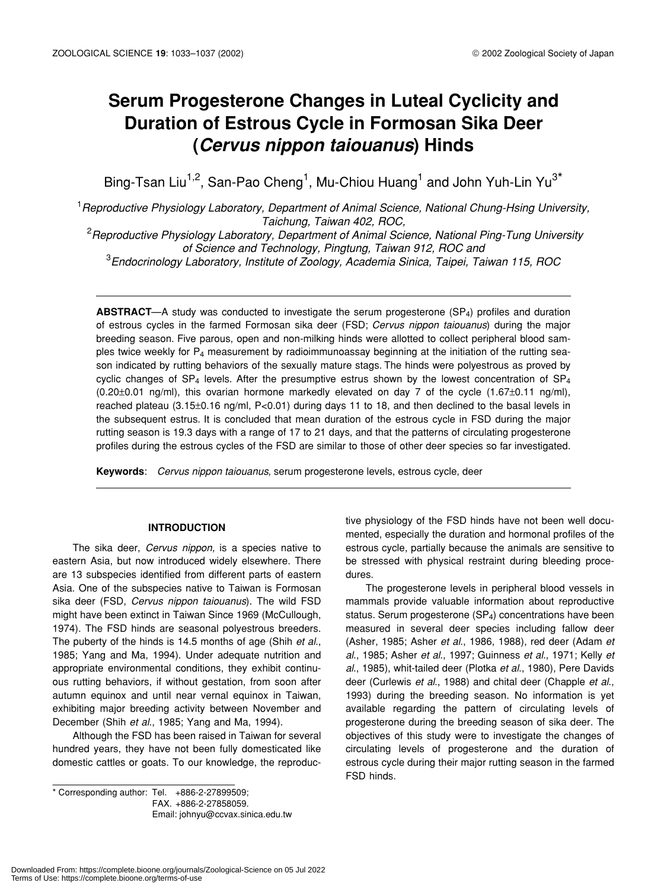# Serum Progesterone Changes in Luteal Cyclicity and Duration of Estrous Cycle in Formosan Sika Deer (*Cervus nippon taiouanus*) Hinds

Bing-Tsan Liu[1,2], San-Pao Cheng[1], Mu-Chiou Huang[1] and John Yuh-Lin Yu[3*]

[1]*Reproductive Physiology Laboratory, Department of Animal Science, National Chung-Hsing University, Taichung, Taiwan 402, ROC,*
[2]*Reproductive Physiology Laboratory, Department of Animal Science, National Ping-Tung University of Science and Technology, Pingtung, Taiwan 912, ROC and*
[3]*Endocrinology Laboratory, Institute of Zoology, Academia Sinica, Taipei, Taiwan 115, ROC*

**ABSTRACT**—A study was conducted to investigate the serum progesterone ($SP_4$) profiles and duration of estrous cycles in the farmed Formosan sika deer (FSD; *Cervus nippon taiouanus*) during the major breeding season. Five parous, open and non-milking hinds were allotted to collect peripheral blood samples twice weekly for $P_4$ measurement by radioimmunoassay beginning at the initiation of the rutting season indicated by rutting behaviors of the sexually mature stags. The hinds were polyestrous as proved by cyclic changes of $SP_4$ levels. After the presumptive estrus shown by the lowest concentration of $SP_4$ (0.20±0.01 ng/ml), this ovarian hormone markedly elevated on day 7 of the cycle (1.67±0.11 ng/ml), reached plateau (3.15±0.16 ng/ml, $P<0.01$) during days 11 to 18, and then declined to the basal levels in the subsequent estrus. It is concluded that mean duration of the estrous cycle in FSD during the major rutting season is 19.3 days with a range of 17 to 21 days, and that the patterns of circulating progesterone profiles during the estrous cycles of the FSD are similar to those of other deer species so far investigated.

**Keywords**: *Cervus nippon taiouanus*, serum progesterone levels, estrous cycle, deer

## INTRODUCTION

The sika deer, *Cervus nippon,* is a species native to eastern Asia, but now introduced widely elsewhere. There are 13 subspecies identified from different parts of eastern Asia. One of the subspecies native to Taiwan is Formosan sika deer (FSD, *Cervus nippon taiouanus*). The wild FSD might have been extinct in Taiwan Since 1969 (McCullough, 1974). The FSD hinds are seasonal polyestrous breeders. The puberty of the hinds is 14.5 months of age (Shih *et al*., 1985; Yang and Ma, 1994). Under adequate nutrition and appropriate environmental conditions, they exhibit continuous rutting behaviors, if without gestation, from soon after autumn equinox and until near vernal equinox in Taiwan, exhibiting major breeding activity between November and December (Shih *et al*., 1985; Yang and Ma, 1994).

Although the FSD has been raised in Taiwan for several hundred years, they have not been fully domesticated like domestic cattles or goats. To our knowledge, the reproductive physiology of the FSD hinds have not been well documented, especially the duration and hormonal profiles of the estrous cycle, partially because the animals are sensitive to be stressed with physical restraint during bleeding procedures.

The progesterone levels in peripheral blood vessels in mammals provide valuable information about reproductive status. Serum progesterone ($SP_4$) concentrations have been measured in several deer species including fallow deer (Asher, 1985; Asher *et al*., 1986, 1988), red deer (Adam *et al*., 1985; Asher *et al*., 1997; Guinness *et al*., 1971; Kelly *et al*., 1985), whit-tailed deer (Plotka *et al*., 1980), Pere Davids deer (Curlewis *et al*., 1988) and chital deer (Chapple *et al*., 1993) during the breeding season. No information is yet available regarding the pattern of circulating levels of progesterone during the breeding season of sika deer. The objectives of this study were to investigate the changes of circulating levels of progesterone and the duration of estrous cycle during their major rutting season in the farmed FSD hinds.

\* Corresponding author: Tel. +886-2-27899509;
FAX. +886-2-27858059.
Email: johnyu@ccvax.sinica.edu.tw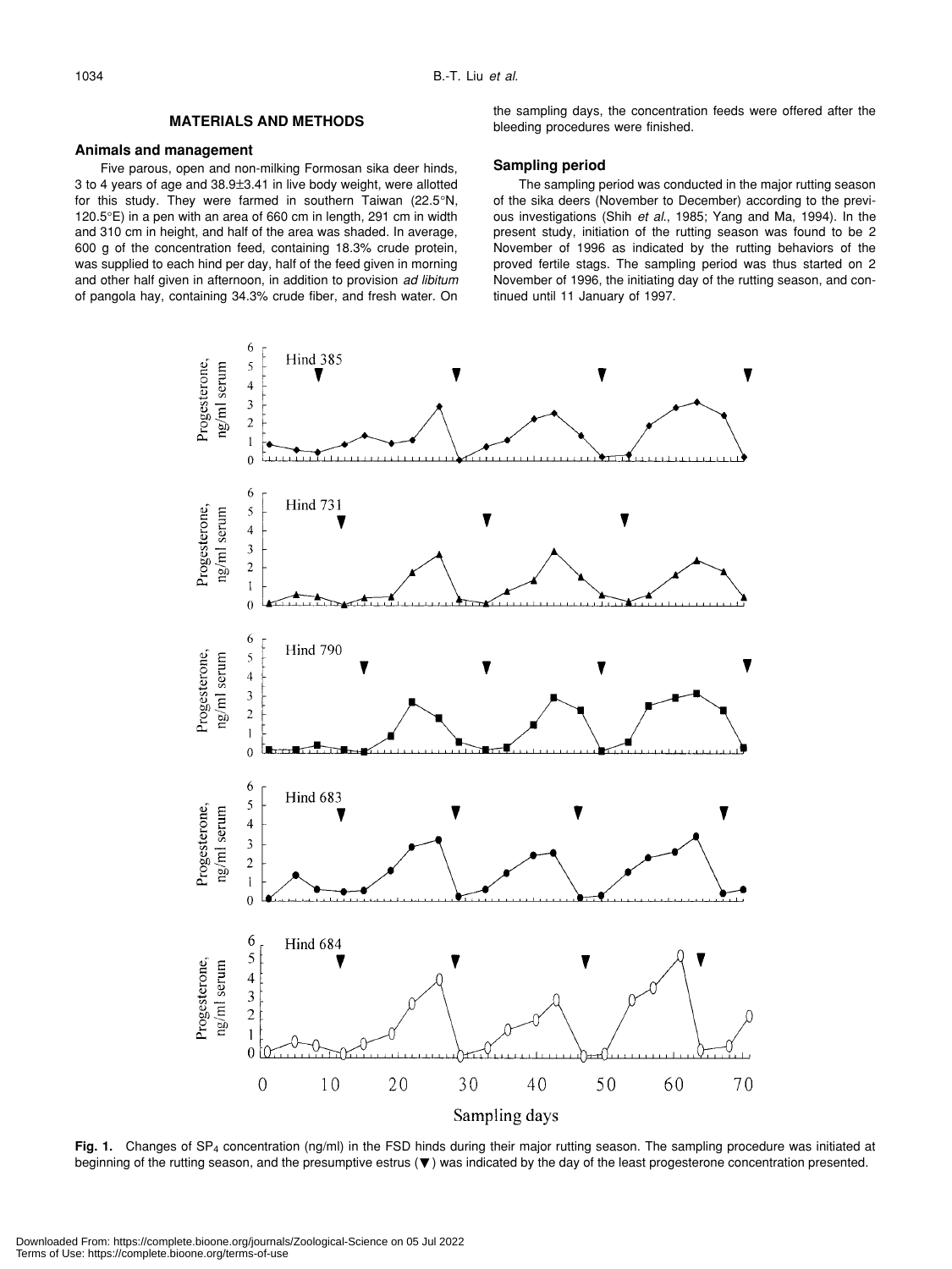## MATERIALS AND METHODS

### Animals and management

Five parous, open and non-milking Formosan sika deer hinds, 3 to 4 years of age and 38.9±3.41 in live body weight, were allotted for this study. They were farmed in southern Taiwan (22.5°N, 120.5°E) in a pen with an area of 660 cm in length, 291 cm in width and 310 cm in height, and half of the area was shaded. In average, 600 g of the concentration feed, containing 18.3% crude protein, was supplied to each hind per day, half of the feed given in morning and other half given in afternoon, in addition to provision *ad libitum* of pangola hay, containing 34.3% crude fiber, and fresh water. On the sampling days, the concentration feeds were offered after the bleeding procedures were finished.

### Sampling period

The sampling period was conducted in the major rutting season of the sika deers (November to December) according to the previous investigations (Shih *et al.*, 1985; Yang and Ma, 1994). In the present study, initiation of the rutting season was found to be 2 November of 1996 as indicated by the rutting behaviors of the proved fertile stags. The sampling period was thus started on 2 November of 1996, the initiating day of the rutting season, and continued until 11 January of 1997.

Hind 385
Hind 731
Hind 790
Hind 683
Hind 684
Progesterone, ng/ml serum
0 1 2 3 4 5 6
0 10 20 30 40 50 60 70
Sampling days

**Fig. 1.** Changes of $SP_4$ concentration (ng/ml) in the FSD hinds during their major rutting season. The sampling procedure was initiated at beginning of the rutting season, and the presumptive estrus (▼) was indicated by the day of the least progesterone concentration presented.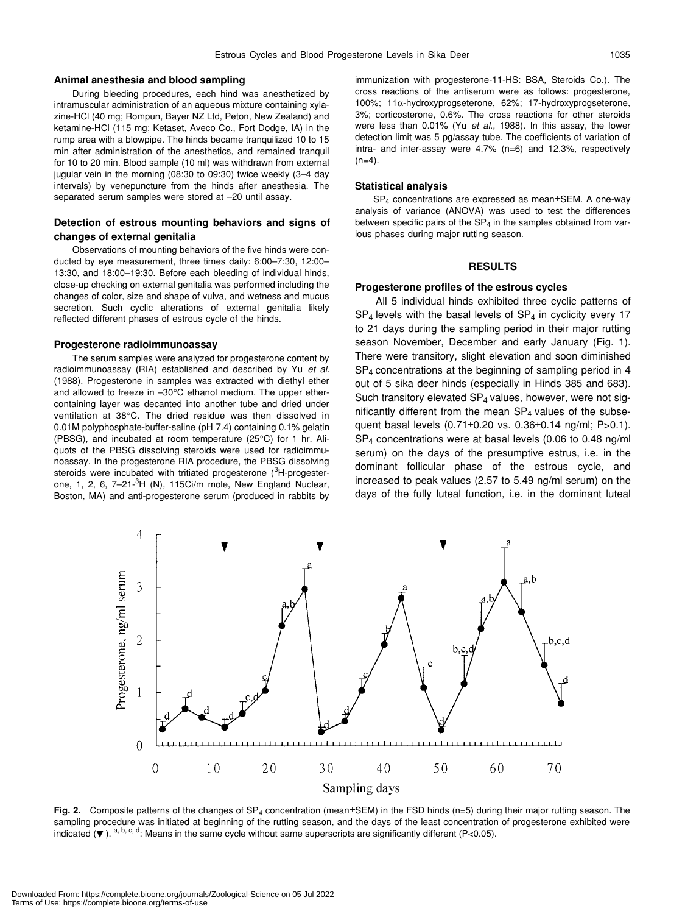### Animal anesthesia and blood sampling

During bleeding procedures, each hind was anesthetized by intramuscular administration of an aqueous mixture containing xylazine-HCl (40 mg; Rompun, Bayer NZ Ltd, Peton, New Zealand) and ketamine-HCl (115 mg; Ketaset, Aveco Co., Fort Dodge, IA) in the rump area with a blowpipe. The hinds became tranquilized 10 to 15 min after administration of the anesthetics, and remained tranquil for 10 to 20 min. Blood sample (10 ml) was withdrawn from external jugular vein in the morning (08:30 to 09:30) twice weekly (3–4 day intervals) by venepuncture from the hinds after anesthesia. The separated serum samples were stored at –20 until assay.

### Detection of estrous mounting behaviors and signs of changes of external genitalia

Observations of mounting behaviors of the five hinds were conducted by eye measurement, three times daily: 6:00–7:30, 12:00–13:30, and 18:00–19:30. Before each bleeding of individual hinds, close-up checking on external genitalia was performed including the changes of color, size and shape of vulva, and wetness and mucus secretion. Such cyclic alterations of external genitalia likely reflected different phases of estrous cycle of the hinds.

### Progesterone radioimmunoassay

The serum samples were analyzed for progesterone content by radioimmunoassay (RIA) established and described by Yu *et al.* (1988). Progesterone in samples was extracted with diethyl ether and allowed to freeze in –30°C ethanol medium. The upper ether-containing layer was decanted into another tube and dried under ventilation at 38°C. The dried residue was then dissolved in 0.01M polyphosphate-buffer-saline (pH 7.4) containing 0.1% gelatin (PBSG), and incubated at room temperature (25°C) for 1 hr. Aliquots of the PBSG dissolving steroids were used for radioimmunoassay. In the progesterone RIA procedure, the PBSG dissolving steroids were incubated with tritiated progesterone ($^{3}$H-progesterone, 1, 2, 6, 7–21-$^{3}$H (N), 115Ci/m mole, New England Nuclear, Boston, MA) and anti-progesterone serum (produced in rabbits by immunization with progesterone-11-HS: BSA, Steroids Co.). The cross reactions of the antiserum were as follows: progesterone, 100%; 11α-hydroxyprogseterone, 62%; 17-hydroxyprogseterone, 3%; corticosterone, 0.6%. The cross reactions for other steroids were less than 0.01% (Yu *et al.*, 1988). In this assay, the lower detection limit was 5 pg/assay tube. The coefficients of variation of intra- and inter-assay were 4.7% (n=6) and 12.3%, respectively (n=4).

### Statistical analysis

$SP_4$ concentrations are expressed as mean±SEM. A one-way analysis of variance (ANOVA) was used to test the differences between specific pairs of the $SP_4$ in the samples obtained from various phases during major rutting season.

## RESULTS

### Progesterone profiles of the estrous cycles

All 5 individual hinds exhibited three cyclic patterns of $SP_4$ levels with the basal levels of $SP_4$ in cyclicity every 17 to 21 days during the sampling period in their major rutting season November, December and early January (Fig. 1). There were transitory, slight elevation and soon diminished $SP_4$ concentrations at the beginning of sampling period in 4 out of 5 sika deer hinds (especially in Hinds 385 and 683). Such transitory elevated $SP_4$ values, however, were not significantly different from the mean $SP_4$ values of the subsequent basal levels (0.71±0.20 vs. 0.36±0.14 ng/ml; P>0.1). $SP_4$ concentrations were at basal levels (0.06 to 0.48 ng/ml serum) on the days of the presumptive estrus, i.e. in the dominant follicular phase of the estrous cycle, and increased to peak values (2.57 to 5.49 ng/ml serum) on the days of the fully luteal function, i.e. in the dominant luteal

Progesterone, ng/ml serum

0 1 2 3 4

Sampling days

0 10 20 30 40 50 60 70

**Fig. 2.** Composite patterns of the changes of $SP_4$ concentration (mean±SEM) in the FSD hinds (n=5) during their major rutting season. The sampling procedure was initiated at beginning of the rutting season, and the days of the least concentration of progesterone exhibited were indicated (▼). [a, b, c, d]: Means in the same cycle without same superscripts are significantly different (P<0.05).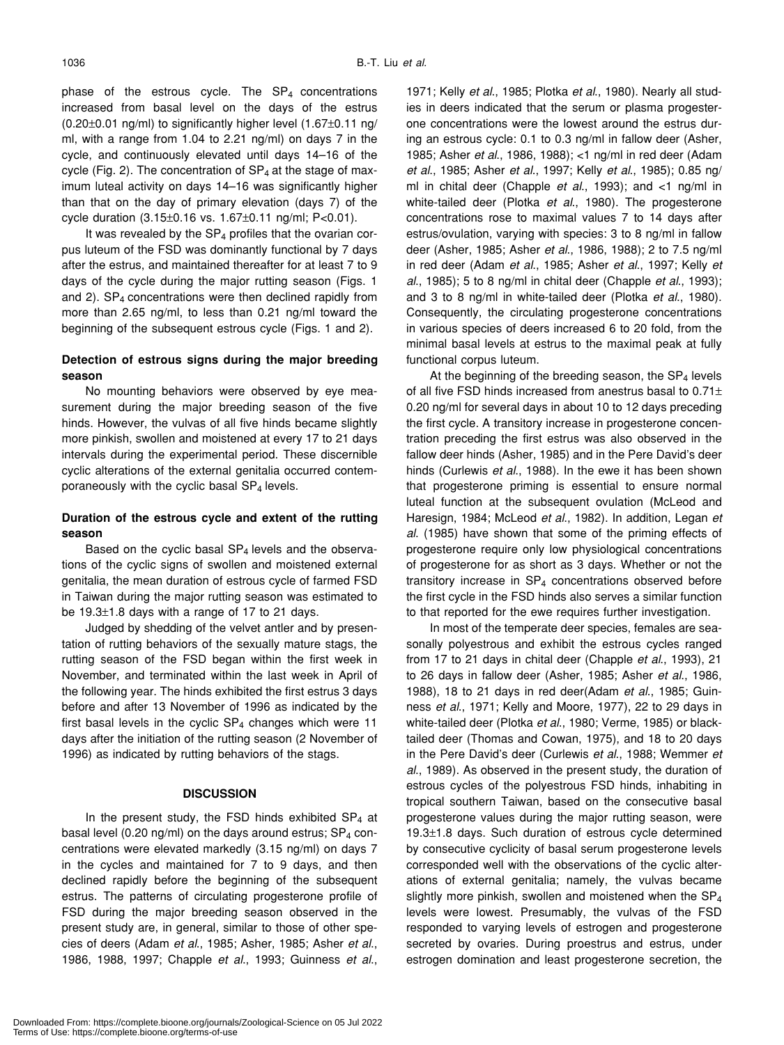phase of the estrous cycle. The $SP_4$ concentrations increased from basal level on the days of the estrus (0.20±0.01 ng/ml) to significantly higher level (1.67±0.11 ng/ml, with a range from 1.04 to 2.21 ng/ml) on days 7 in the cycle, and continuously elevated until days 14–16 of the cycle (Fig. 2). The concentration of $SP_4$ at the stage of maximum luteal activity on days 14–16 was significantly higher than that on the day of primary elevation (days 7) of the cycle duration (3.15±0.16 vs. 1.67±0.11 ng/ml; $P<0.01$).

It was revealed by the $SP_4$ profiles that the ovarian corpus luteum of the FSD was dominantly functional by 7 days after the estrus, and maintained thereafter for at least 7 to 9 days of the cycle during the major rutting season (Figs. 1 and 2). $SP_4$ concentrations were then declined rapidly from more than 2.65 ng/ml, to less than 0.21 ng/ml toward the beginning of the subsequent estrous cycle (Figs. 1 and 2).

### Detection of estrous signs during the major breeding season

No mounting behaviors were observed by eye measurement during the major breeding season of the five hinds. However, the vulvas of all five hinds became slightly more pinkish, swollen and moistened at every 17 to 21 days intervals during the experimental period. These discernible cyclic alterations of the external genitalia occurred contemporaneously with the cyclic basal $SP_4$ levels.

### Duration of the estrous cycle and extent of the rutting season

Based on the cyclic basal $SP_4$ levels and the observations of the cyclic signs of swollen and moistened external genitalia, the mean duration of estrous cycle of farmed FSD in Taiwan during the major rutting season was estimated to be 19.3±1.8 days with a range of 17 to 21 days.

Judged by shedding of the velvet antler and by presentation of rutting behaviors of the sexually mature stags, the rutting season of the FSD began within the first week in November, and terminated within the last week in April of the following year. The hinds exhibited the first estrus 3 days before and after 13 November of 1996 as indicated by the first basal levels in the cyclic $SP_4$ changes which were 11 days after the initiation of the rutting season (2 November of 1996) as indicated by rutting behaviors of the stags.

## DISCUSSION

In the present study, the FSD hinds exhibited $SP_4$ at basal level (0.20 ng/ml) on the days around estrus; $SP_4$ concentrations were elevated markedly (3.15 ng/ml) on days 7 in the cycles and maintained for 7 to 9 days, and then declined rapidly before the beginning of the subsequent estrus. The patterns of circulating progesterone profile of FSD during the major breeding season observed in the present study are, in general, similar to those of other species of deers (Adam *et al.*, 1985; Asher, 1985; Asher *et al.*, 1986, 1988, 1997; Chapple *et al.*, 1993; Guinness *et al.*, 1971; Kelly *et al.*, 1985; Plotka *et al.*, 1980). Nearly all studies in deers indicated that the serum or plasma progesterone concentrations were the lowest around the estrus during an estrous cycle: 0.1 to 0.3 ng/ml in fallow deer (Asher, 1985; Asher *et al.*, 1986, 1988); <1 ng/ml in red deer (Adam *et al.*, 1985; Asher *et al.*, 1997; Kelly *et al.*, 1985); 0.85 ng/ml in chital deer (Chapple *et al.*, 1993); and <1 ng/ml in white-tailed deer (Plotka *et al.*, 1980). The progesterone concentrations rose to maximal values 7 to 14 days after estrus/ovulation, varying with species: 3 to 8 ng/ml in fallow deer (Asher, 1985; Asher *et al.*, 1986, 1988); 2 to 7.5 ng/ml in red deer (Adam *et al.*, 1985; Asher *et al.*, 1997; Kelly *et al.*, 1985); 5 to 8 ng/ml in chital deer (Chapple *et al.*, 1993); and 3 to 8 ng/ml in white-tailed deer (Plotka *et al.*, 1980). Consequently, the circulating progesterone concentrations in various species of deers increased 6 to 20 fold, from the minimal basal levels at estrus to the maximal peak at fully functional corpus luteum.

At the beginning of the breeding season, the $SP_4$ levels of all five FSD hinds increased from anestrus basal to 0.71±0.20 ng/ml for several days in about 10 to 12 days preceding the first cycle. A transitory increase in progesterone concentration preceding the first estrus was also observed in the fallow deer hinds (Asher, 1985) and in the Pere David's deer hinds (Curlewis *et al.*, 1988). In the ewe it has been shown that progesterone priming is essential to ensure normal luteal function at the subsequent ovulation (McLeod and Haresign, 1984; McLeod *et al.*, 1982). In addition, Legan *et al.* (1985) have shown that some of the priming effects of progesterone require only low physiological concentrations of progesterone for as short as 3 days. Whether or not the transitory increase in $SP_4$ concentrations observed before the first cycle in the FSD hinds also serves a similar function to that reported for the ewe requires further investigation.

In most of the temperate deer species, females are seasonally polyestrous and exhibit the estrous cycles ranged from 17 to 21 days in chital deer (Chapple *et al.*, 1993), 21 to 26 days in fallow deer (Asher, 1985; Asher *et al.*, 1986, 1988), 18 to 21 days in red deer(Adam *et al.*, 1985; Guinness *et al.*, 1971; Kelly and Moore, 1977), 22 to 29 days in white-tailed deer (Plotka *et al.*, 1980; Verme, 1985) or black-tailed deer (Thomas and Cowan, 1975), and 18 to 20 days in the Pere David's deer (Curlewis *et al.*, 1988; Wemmer *et al.*, 1989). As observed in the present study, the duration of estrous cycles of the polyestrous FSD hinds, inhabiting in tropical southern Taiwan, based on the consecutive basal progesterone values during the major rutting season, were 19.3±1.8 days. Such duration of estrous cycle determined by consecutive cyclicity of basal serum progesterone levels corresponded well with the observations of the cyclic alterations of external genitalia; namely, the vulvas became slightly more pinkish, swollen and moistened when the $SP_4$ levels were lowest. Presumably, the vulvas of the FSD responded to varying levels of estrogen and progesterone secreted by ovaries. During proestrus and estrus, under estrogen domination and least progesterone secretion, the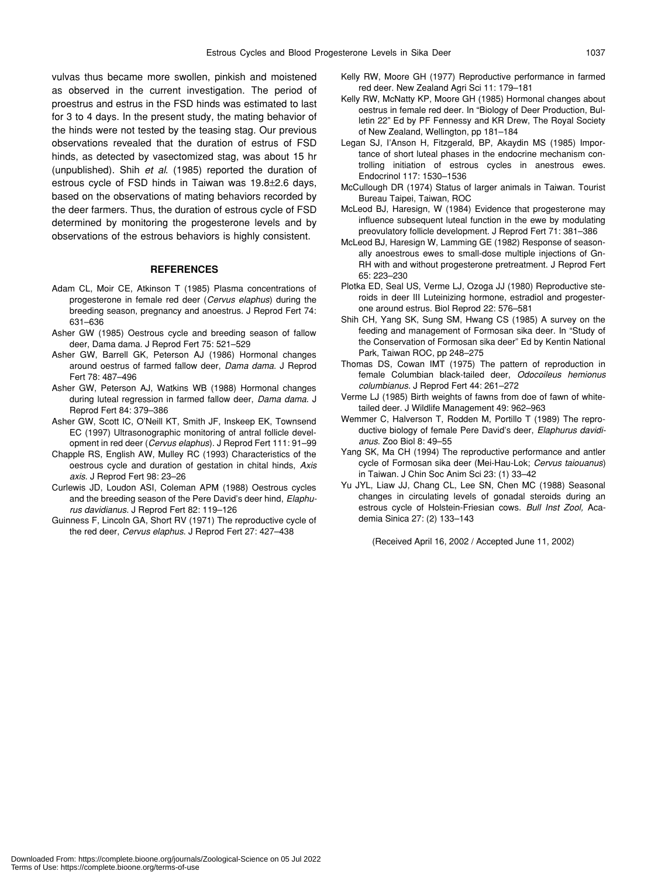vulvas thus became more swollen, pinkish and moistened as observed in the current investigation. The period of proestrus and estrus in the FSD hinds was estimated to last for 3 to 4 days. In the present study, the mating behavior of the hinds were not tested by the teasing stag. Our previous observations revealed that the duration of estrus of FSD hinds, as detected by vasectomized stag, was about 15 hr (unpublished). Shih *et al.* (1985) reported the duration of estrous cycle of FSD hinds in Taiwan was 19.8±2.6 days, based on the observations of mating behaviors recorded by the deer farmers. Thus, the duration of estrous cycle of FSD determined by monitoring the progesterone levels and by observations of the estrous behaviors is highly consistent.

## REFERENCES

Adam CL, Moir CE, Atkinson T (1985) Plasma concentrations of progesterone in female red deer (*Cervus elaphus*) during the breeding season, pregnancy and anoestrus. J Reprod Fert 74: 631–636

Asher GW (1985) Oestrous cycle and breeding season of fallow deer, Dama dama. J Reprod Fert 75: 521–529

Asher GW, Barrell GK, Peterson AJ (1986) Hormonal changes around oestrus of farmed fallow deer, *Dama dama*. J Reprod Fert 78: 487–496

Asher GW, Peterson AJ, Watkins WB (1988) Hormonal changes during luteal regression in farmed fallow deer, *Dama dama*. J Reprod Fert 84: 379–386

Asher GW, Scott IC, O'Neill KT, Smith JF, Inskeep EK, Townsend EC (1997) Ultrasonographic monitoring of antral follicle development in red deer (*Cervus elaphus*). J Reprod Fert 111: 91–99

Chapple RS, English AW, Mulley RC (1993) Characteristics of the oestrous cycle and duration of gestation in chital hinds, *Axis axis*. J Reprod Fert 98: 23–26

Curlewis JD, Loudon ASI, Coleman APM (1988) Oestrous cycles and the breeding season of the Pere David's deer hind, *Elaphurus davidianus.* J Reprod Fert 82: 119–126

Guinness F, Lincoln GA, Short RV (1971) The reproductive cycle of the red deer, *Cervus elaphus*. J Reprod Fert 27: 427–438

Kelly RW, Moore GH (1977) Reproductive performance in farmed red deer. New Zealand Agri Sci 11: 179–181

Kelly RW, McNatty KP, Moore GH (1985) Hormonal changes about oestrus in female red deer. In "Biology of Deer Production, Bulletin 22" Ed by PF Fennessy and KR Drew, The Royal Society of New Zealand, Wellington, pp 181–184

Legan SJ, I'Anson H, Fitzgerald, BP, Akaydin MS (1985) Importance of short luteal phases in the endocrine mechanism controlling initiation of estrous cycles in anestrous ewes. Endocrinol 117: 1530–1536

McCullough DR (1974) Status of larger animals in Taiwan. Tourist Bureau Taipei, Taiwan, ROC

McLeod BJ, Haresign, W (1984) Evidence that progesterone may influence subsequent luteal function in the ewe by modulating preovulatory follicle development. J Reprod Fert 71: 381–386

McLeod BJ, Haresign W, Lamming GE (1982) Response of seasonally anoestrous ewes to small-dose multiple injections of Gn-RH with and without progesterone pretreatment. J Reprod Fert 65: 223–230

Plotka ED, Seal US, Verme LJ, Ozoga JJ (1980) Reproductive steroids in deer III Luteinizing hormone, estradiol and progesterone around estrus. Biol Reprod 22: 576–581

Shih CH, Yang SK, Sung SM, Hwang CS (1985) A survey on the feeding and management of Formosan sika deer. In "Study of the Conservation of Formosan sika deer" Ed by Kentin National Park, Taiwan ROC, pp 248–275

Thomas DS, Cowan IMT (1975) The pattern of reproduction in female Columbian black-tailed deer, *Odocoileus hemionus columbianus*. J Reprod Fert 44: 261–272

Verme LJ (1985) Birth weights of fawns from doe of fawn of white-tailed deer. J Wildlife Management 49: 962–963

Wemmer C, Halverson T, Rodden M, Portillo T (1989) The reproductive biology of female Pere David's deer, *Elaphurus davidianus*. Zoo Biol 8: 49–55

Yang SK, Ma CH (1994) The reproductive performance and antler cycle of Formosan sika deer (Mei-Hau-Lok; *Cervus taiouanus*) in Taiwan. J Chin Soc Anim Sci 23: (1) 33–42

Yu JYL, Liaw JJ, Chang CL, Lee SN, Chen MC (1988) Seasonal changes in circulating levels of gonadal steroids during an estrous cycle of Holstein-Friesian cows. *Bull Inst Zool,* Academia Sinica 27: (2) 133–143

(Received April 16, 2002 / Accepted June 11, 2002)